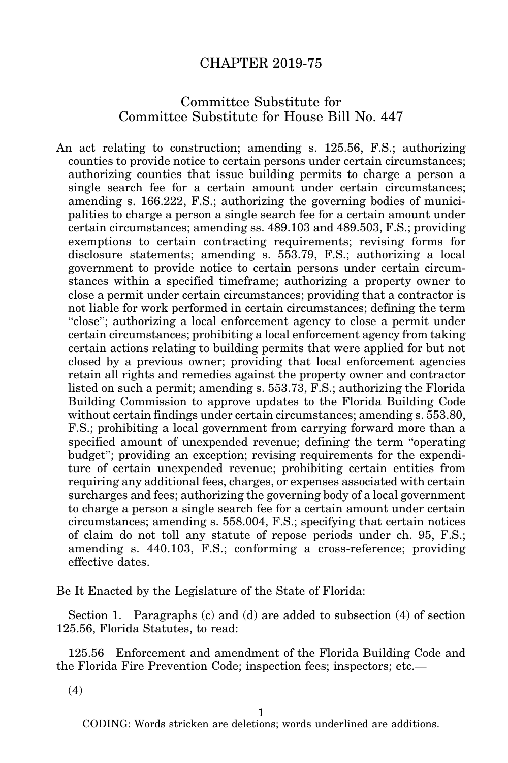# CHAPTER 2019-75

## Committee Substitute for Committee Substitute for House Bill No. 447

An act relating to construction; amending s. 125.56, F.S.; authorizing counties to provide notice to certain persons under certain circumstances; authorizing counties that issue building permits to charge a person a single search fee for a certain amount under certain circumstances; amending s. 166.222, F.S.; authorizing the governing bodies of municipalities to charge a person a single search fee for a certain amount under certain circumstances; amending ss. 489.103 and 489.503, F.S.; providing exemptions to certain contracting requirements; revising forms for disclosure statements; amending s. 553.79, F.S.; authorizing a local government to provide notice to certain persons under certain circumstances within a specified timeframe; authorizing a property owner to close a permit under certain circumstances; providing that a contractor is not liable for work performed in certain circumstances; defining the term "close"; authorizing a local enforcement agency to close a permit under certain circumstances; prohibiting a local enforcement agency from taking certain actions relating to building permits that were applied for but not closed by a previous owner; providing that local enforcement agencies retain all rights and remedies against the property owner and contractor listed on such a permit; amending s. 553.73, F.S.; authorizing the Florida Building Commission to approve updates to the Florida Building Code without certain findings under certain circumstances; amending s. 553.80, F.S.; prohibiting a local government from carrying forward more than a specified amount of unexpended revenue; defining the term "operating budget"; providing an exception; revising requirements for the expenditure of certain unexpended revenue; prohibiting certain entities from requiring any additional fees, charges, or expenses associated with certain surcharges and fees; authorizing the governing body of a local government to charge a person a single search fee for a certain amount under certain circumstances; amending s. 558.004, F.S.; specifying that certain notices of claim do not toll any statute of repose periods under ch. 95, F.S.; amending s. 440.103, F.S.; conforming a cross-reference; providing effective dates.

Be It Enacted by the Legislature of the State of Florida:

Section 1. Paragraphs (c) and (d) are added to subsection (4) of section 125.56, Florida Statutes, to read:

125.56 Enforcement and amendment of the Florida Building Code and the Florida Fire Prevention Code; inspection fees; inspectors; etc.—

(4)

CODING: Words ~~stricken~~ are deletions; words <u>underlined</u> are additions.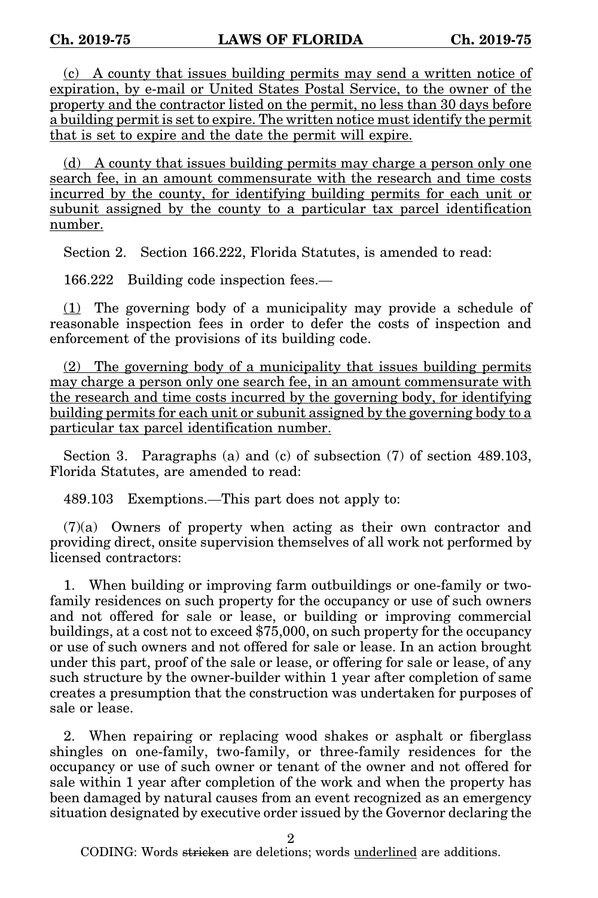(c) A county that issues building permits may send a written notice of expiration, by e-mail or United States Postal Service, to the owner of the property and the contractor listed on the permit, no less than 30 days before a building permit is set to expire. The written notice must identify the permit that is set to expire and the date the permit will expire.

(d) A county that issues building permits may charge a person only one search fee, in an amount commensurate with the research and time costs incurred by the county, for identifying building permits for each unit or subunit assigned by the county to a particular tax parcel identification number.

Section 2. Section 166.222, Florida Statutes, is amended to read:

166.222 Building code inspection fees.—

(1) The governing body of a municipality may provide a schedule of reasonable inspection fees in order to defer the costs of inspection and enforcement of the provisions of its building code.

(2) The governing body of a municipality that issues building permits may charge a person only one search fee, in an amount commensurate with the research and time costs incurred by the governing body, for identifying building permits for each unit or subunit assigned by the governing body to a particular tax parcel identification number.

Section 3. Paragraphs (a) and (c) of subsection (7) of section 489.103, Florida Statutes, are amended to read:

489.103 Exemptions.—This part does not apply to:

(7)(a) Owners of property when acting as their own contractor and providing direct, onsite supervision themselves of all work not performed by licensed contractors:

1. When building or improving farm outbuildings or one-family or two-family residences on such property for the occupancy or use of such owners and not offered for sale or lease, or building or improving commercial buildings, at a cost not to exceed $75,000, on such property for the occupancy or use of such owners and not offered for sale or lease. In an action brought under this part, proof of the sale or lease, or offering for sale or lease, of any such structure by the owner-builder within 1 year after completion of same creates a presumption that the construction was undertaken for purposes of sale or lease.

2. When repairing or replacing wood shakes or asphalt or fiberglass shingles on one-family, two-family, or three-family residences for the occupancy or use of such owner or tenant of the owner and not offered for sale within 1 year after completion of the work and when the property has been damaged by natural causes from an event recognized as an emergency situation designated by executive order issued by the Governor declaring the

CODING: Words stricken are deletions; words underlined are additions.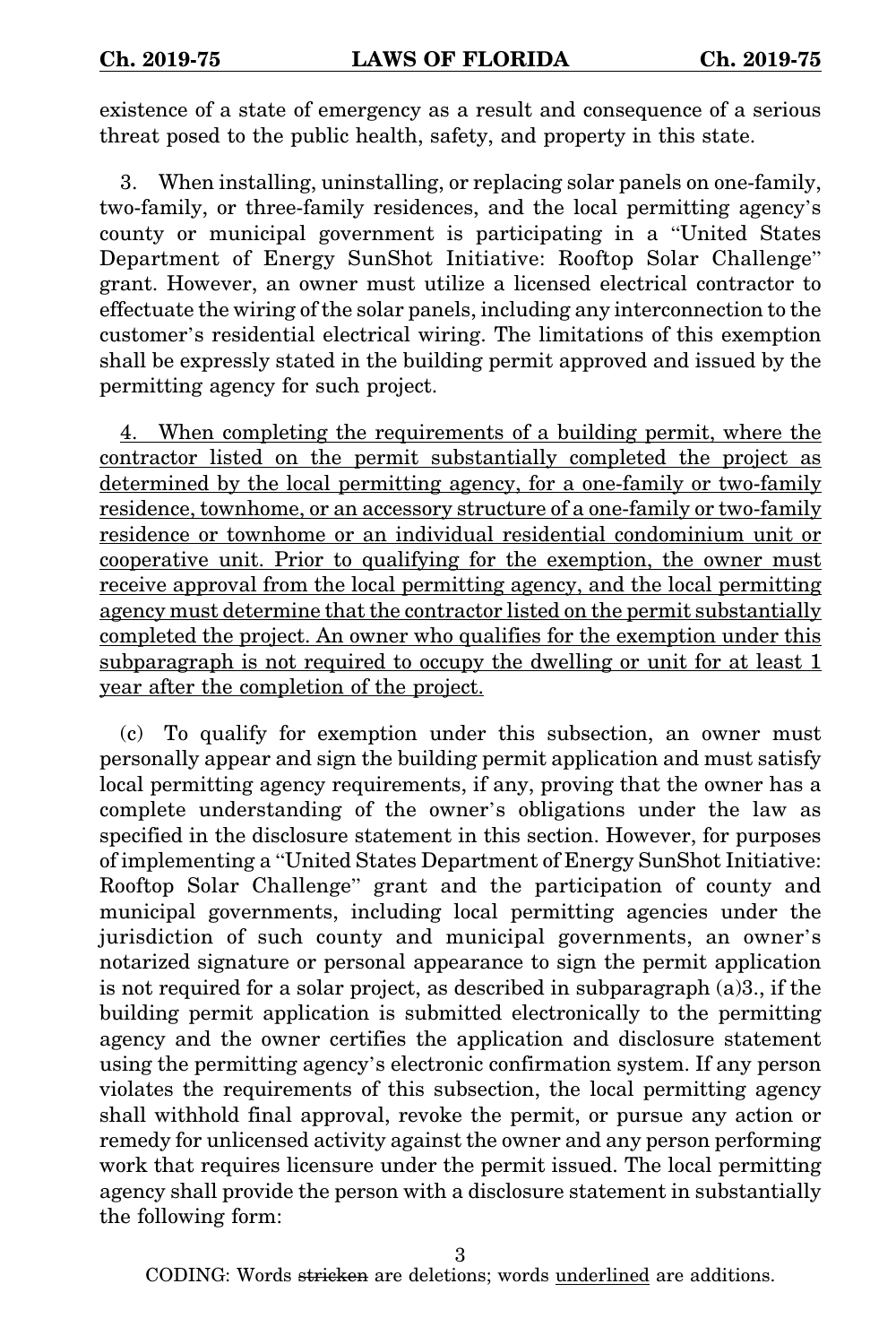existence of a state of emergency as a result and consequence of a serious threat posed to the public health, safety, and property in this state.

3. When installing, uninstalling, or replacing solar panels on one-family, two-family, or three-family residences, and the local permitting agency's county or municipal government is participating in a "United States Department of Energy SunShot Initiative: Rooftop Solar Challenge" grant. However, an owner must utilize a licensed electrical contractor to effectuate the wiring of the solar panels, including any interconnection to the customer's residential electrical wiring. The limitations of this exemption shall be expressly stated in the building permit approved and issued by the permitting agency for such project.

<u>4. When completing the requirements of a building permit, where the contractor listed on the permit substantially completed the project as determined by the local permitting agency, for a one-family or two-family residence, townhome, or an accessory structure of a one-family or two-family residence or townhome or an individual residential condominium unit or cooperative unit. Prior to qualifying for the exemption, the owner must receive approval from the local permitting agency, and the local permitting agency must determine that the contractor listed on the permit substantially completed the project. An owner who qualifies for the exemption under this subparagraph is not required to occupy the dwelling or unit for at least 1 year after the completion of the project.</u>

(c) To qualify for exemption under this subsection, an owner must personally appear and sign the building permit application and must satisfy local permitting agency requirements, if any, proving that the owner has a complete understanding of the owner's obligations under the law as specified in the disclosure statement in this section. However, for purposes of implementing a "United States Department of Energy SunShot Initiative: Rooftop Solar Challenge" grant and the participation of county and municipal governments, including local permitting agencies under the jurisdiction of such county and municipal governments, an owner's notarized signature or personal appearance to sign the permit application is not required for a solar project, as described in subparagraph (a)3., if the building permit application is submitted electronically to the permitting agency and the owner certifies the application and disclosure statement using the permitting agency's electronic confirmation system. If any person violates the requirements of this subsection, the local permitting agency shall withhold final approval, revoke the permit, or pursue any action or remedy for unlicensed activity against the owner and any person performing work that requires licensure under the permit issued. The local permitting agency shall provide the person with a disclosure statement in substantially the following form:

CODING: Words ~~stricken~~ are deletions; words <u>underlined</u> are additions.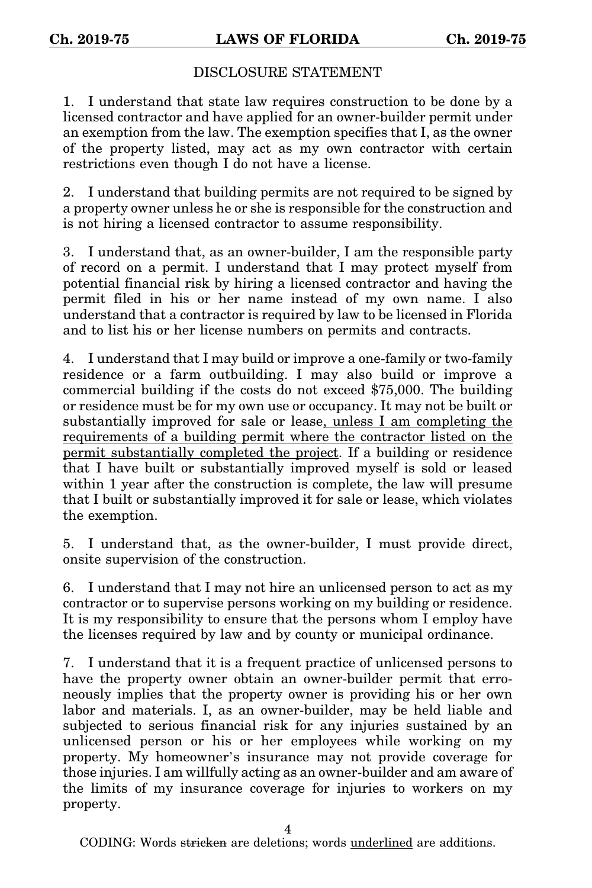DISCLOSURE STATEMENT

1. I understand that state law requires construction to be done by a licensed contractor and have applied for an owner-builder permit under an exemption from the law. The exemption specifies that I, as the owner of the property listed, may act as my own contractor with certain restrictions even though I do not have a license.

2. I understand that building permits are not required to be signed by a property owner unless he or she is responsible for the construction and is not hiring a licensed contractor to assume responsibility.

3. I understand that, as an owner-builder, I am the responsible party of record on a permit. I understand that I may protect myself from potential financial risk by hiring a licensed contractor and having the permit filed in his or her name instead of my own name. I also understand that a contractor is required by law to be licensed in Florida and to list his or her license numbers on permits and contracts.

4. I understand that I may build or improve a one-family or two-family residence or a farm outbuilding. I may also build or improve a commercial building if the costs do not exceed $75,000. The building or residence must be for my own use or occupancy. It may not be built or substantially improved for sale or lease<u>, unless I am completing the requirements of a building permit where the contractor listed on the permit substantially completed the project</u>. If a building or residence that I have built or substantially improved myself is sold or leased within 1 year after the construction is complete, the law will presume that I built or substantially improved it for sale or lease, which violates the exemption.

5. I understand that, as the owner-builder, I must provide direct, onsite supervision of the construction.

6. I understand that I may not hire an unlicensed person to act as my contractor or to supervise persons working on my building or residence. It is my responsibility to ensure that the persons whom I employ have the licenses required by law and by county or municipal ordinance.

7. I understand that it is a frequent practice of unlicensed persons to have the property owner obtain an owner-builder permit that erroneously implies that the property owner is providing his or her own labor and materials. I, as an owner-builder, may be held liable and subjected to serious financial risk for any injuries sustained by an unlicensed person or his or her employees while working on my property. My homeowner's insurance may not provide coverage for those injuries. I am willfully acting as an owner-builder and am aware of the limits of my insurance coverage for injuries to workers on my property.

CODING: Words ~~stricken~~ are deletions; words <u>underlined</u> are additions.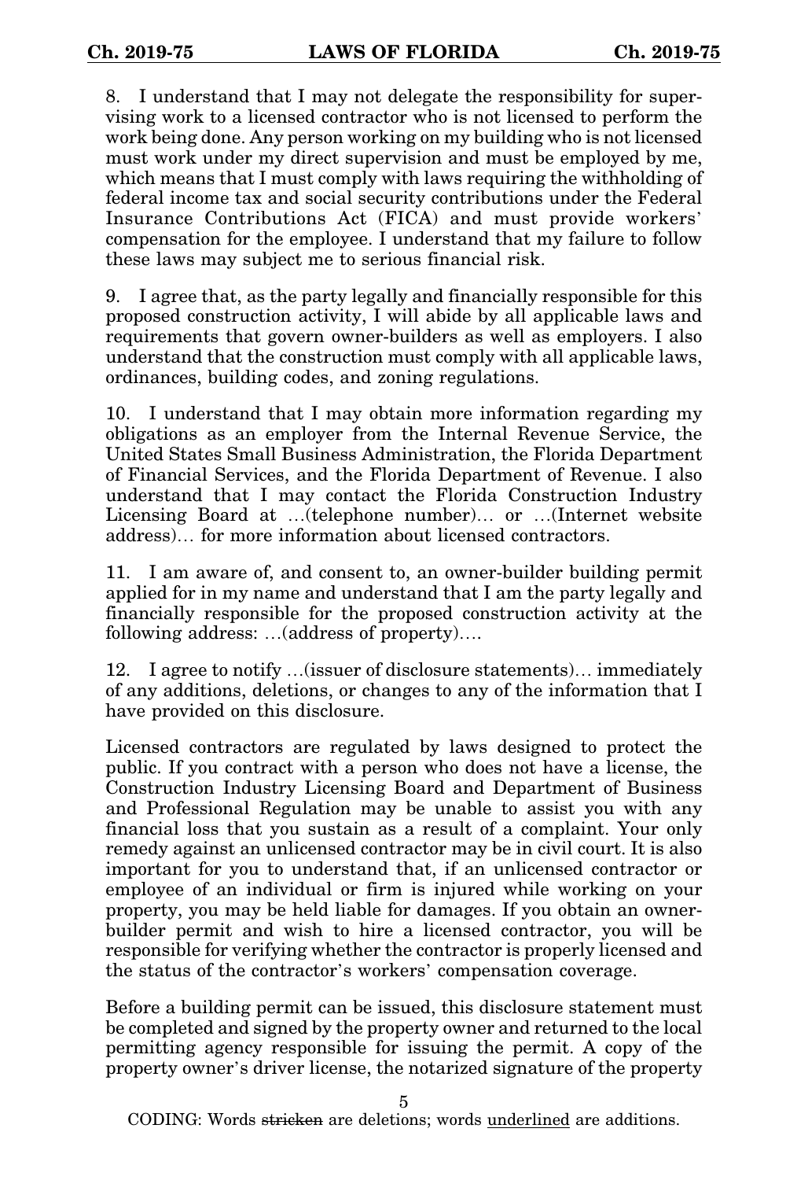8. I understand that I may not delegate the responsibility for supervising work to a licensed contractor who is not licensed to perform the work being done. Any person working on my building who is not licensed must work under my direct supervision and must be employed by me, which means that I must comply with laws requiring the withholding of federal income tax and social security contributions under the Federal Insurance Contributions Act (FICA) and must provide workers' compensation for the employee. I understand that my failure to follow these laws may subject me to serious financial risk.

9. I agree that, as the party legally and financially responsible for this proposed construction activity, I will abide by all applicable laws and requirements that govern owner-builders as well as employers. I also understand that the construction must comply with all applicable laws, ordinances, building codes, and zoning regulations.

10. I understand that I may obtain more information regarding my obligations as an employer from the Internal Revenue Service, the United States Small Business Administration, the Florida Department of Financial Services, and the Florida Department of Revenue. I also understand that I may contact the Florida Construction Industry Licensing Board at ...(telephone number)... or ...(Internet website address)... for more information about licensed contractors.

11. I am aware of, and consent to, an owner-builder building permit applied for in my name and understand that I am the party legally and financially responsible for the proposed construction activity at the following address: ...(address of property)....

12. I agree to notify ...(issuer of disclosure statements)... immediately of any additions, deletions, or changes to any of the information that I have provided on this disclosure.

Licensed contractors are regulated by laws designed to protect the public. If you contract with a person who does not have a license, the Construction Industry Licensing Board and Department of Business and Professional Regulation may be unable to assist you with any financial loss that you sustain as a result of a complaint. Your only remedy against an unlicensed contractor may be in civil court. It is also important for you to understand that, if an unlicensed contractor or employee of an individual or firm is injured while working on your property, you may be held liable for damages. If you obtain an owner-builder permit and wish to hire a licensed contractor, you will be responsible for verifying whether the contractor is properly licensed and the status of the contractor's workers' compensation coverage.

Before a building permit can be issued, this disclosure statement must be completed and signed by the property owner and returned to the local permitting agency responsible for issuing the permit. A copy of the property owner's driver license, the notarized signature of the property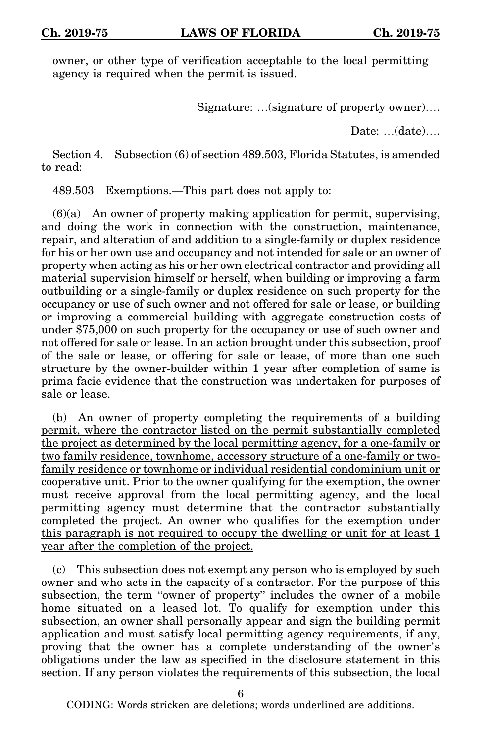owner, or other type of verification acceptable to the local permitting agency is required when the permit is issued.

Signature: ...(signature of property owner)....

Date: ...(date)....

Section 4. Subsection (6) of section 489.503, Florida Statutes, is amended to read:

489.503 Exemptions.—This part does not apply to:

(6)<u>(a)</u> An owner of property making application for permit, supervising, and doing the work in connection with the construction, maintenance, repair, and alteration of and addition to a single-family or duplex residence for his or her own use and occupancy and not intended for sale or an owner of property when acting as his or her own electrical contractor and providing all material supervision himself or herself, when building or improving a farm outbuilding or a single-family or duplex residence on such property for the occupancy or use of such owner and not offered for sale or lease, or building or improving a commercial building with aggregate construction costs of under $75,000 on such property for the occupancy or use of such owner and not offered for sale or lease. In an action brought under this subsection, proof of the sale or lease, or offering for sale or lease, of more than one such structure by the owner-builder within 1 year after completion of same is prima facie evidence that the construction was undertaken for purposes of sale or lease.

<u>(b) An owner of property completing the requirements of a building permit, where the contractor listed on the permit substantially completed the project as determined by the local permitting agency, for a one-family or two family residence, townhome, accessory structure of a one-family or two-family residence or townhome or individual residential condominium unit or cooperative unit. Prior to the owner qualifying for the exemption, the owner must receive approval from the local permitting agency, and the local permitting agency must determine that the contractor substantially completed the project. An owner who qualifies for the exemption under this paragraph is not required to occupy the dwelling or unit for at least 1 year after the completion of the project.</u>

<u>(c)</u> This subsection does not exempt any person who is employed by such owner and who acts in the capacity of a contractor. For the purpose of this subsection, the term "owner of property" includes the owner of a mobile home situated on a leased lot. To qualify for exemption under this subsection, an owner shall personally appear and sign the building permit application and must satisfy local permitting agency requirements, if any, proving that the owner has a complete understanding of the owner's obligations under the law as specified in the disclosure statement in this section. If any person violates the requirements of this subsection, the local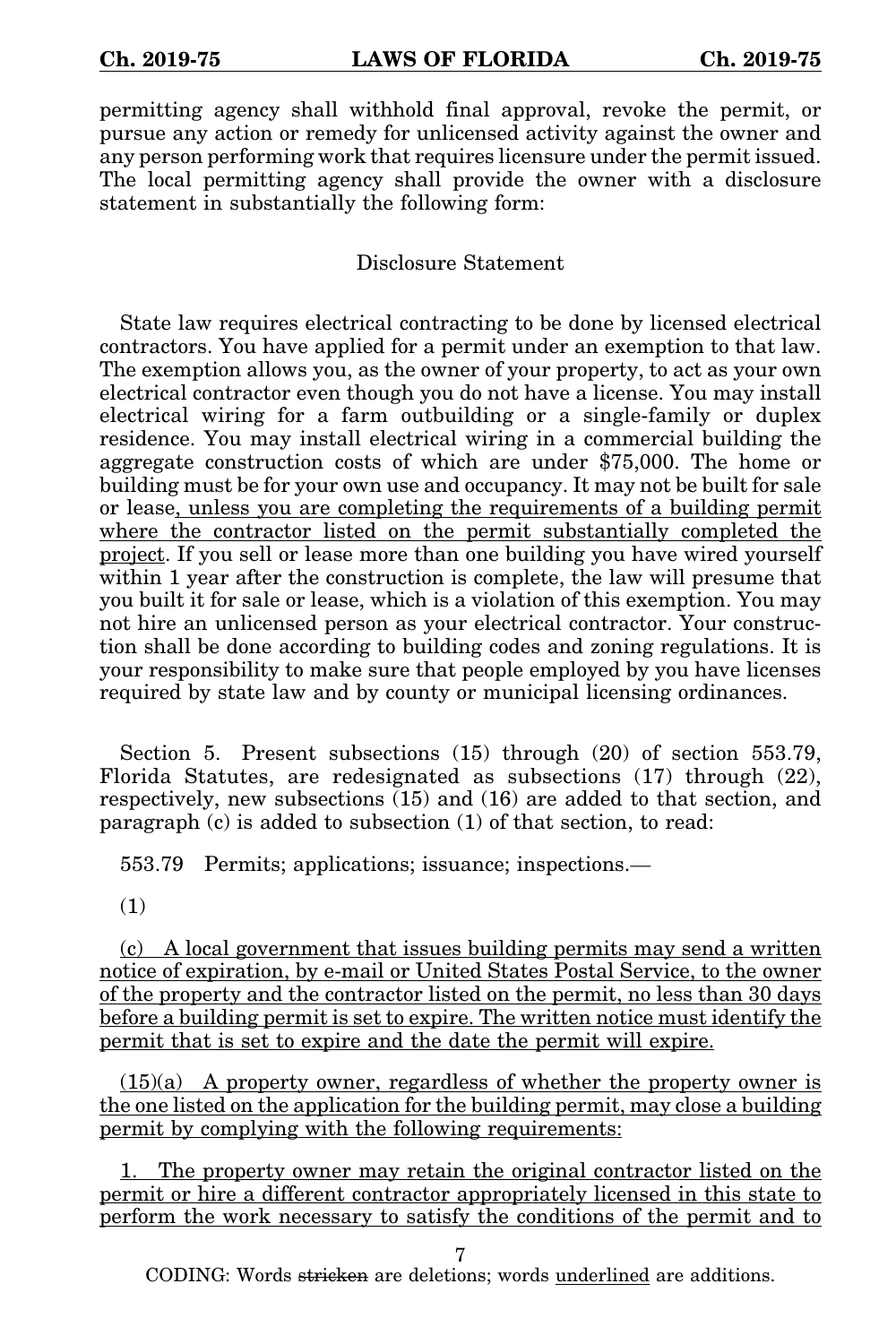permitting agency shall withhold final approval, revoke the permit, or pursue any action or remedy for unlicensed activity against the owner and any person performing work that requires licensure under the permit issued. The local permitting agency shall provide the owner with a disclosure statement in substantially the following form:

Disclosure Statement

State law requires electrical contracting to be done by licensed electrical contractors. You have applied for a permit under an exemption to that law. The exemption allows you, as the owner of your property, to act as your own electrical contractor even though you do not have a license. You may install electrical wiring for a farm outbuilding or a single-family or duplex residence. You may install electrical wiring in a commercial building the aggregate construction costs of which are under $75,000. The home or building must be for your own use and occupancy. It may not be built for sale or lease<u>, unless you are completing the requirements of a building permit where the contractor listed on the permit substantially completed the project</u>. If you sell or lease more than one building you have wired yourself within 1 year after the construction is complete, the law will presume that you built it for sale or lease, which is a violation of this exemption. You may not hire an unlicensed person as your electrical contractor. Your construction shall be done according to building codes and zoning regulations. It is your responsibility to make sure that people employed by you have licenses required by state law and by county or municipal licensing ordinances.

Section 5. Present subsections (15) through (20) of section 553.79, Florida Statutes, are redesignated as subsections (17) through (22), respectively, new subsections (15) and (16) are added to that section, and paragraph (c) is added to subsection (1) of that section, to read:

553.79 Permits; applications; issuance; inspections.—

(1)

<u>(c) A local government that issues building permits may send a written notice of expiration, by e-mail or United States Postal Service, to the owner of the property and the contractor listed on the permit, no less than 30 days before a building permit is set to expire. The written notice must identify the permit that is set to expire and the date the permit will expire.</u>

<u>(15)(a) A property owner, regardless of whether the property owner is the one listed on the application for the building permit, may close a building permit by complying with the following requirements:</u>

<u>1. The property owner may retain the original contractor listed on the permit or hire a different contractor appropriately licensed in this state to perform the work necessary to satisfy the conditions of the permit and to</u>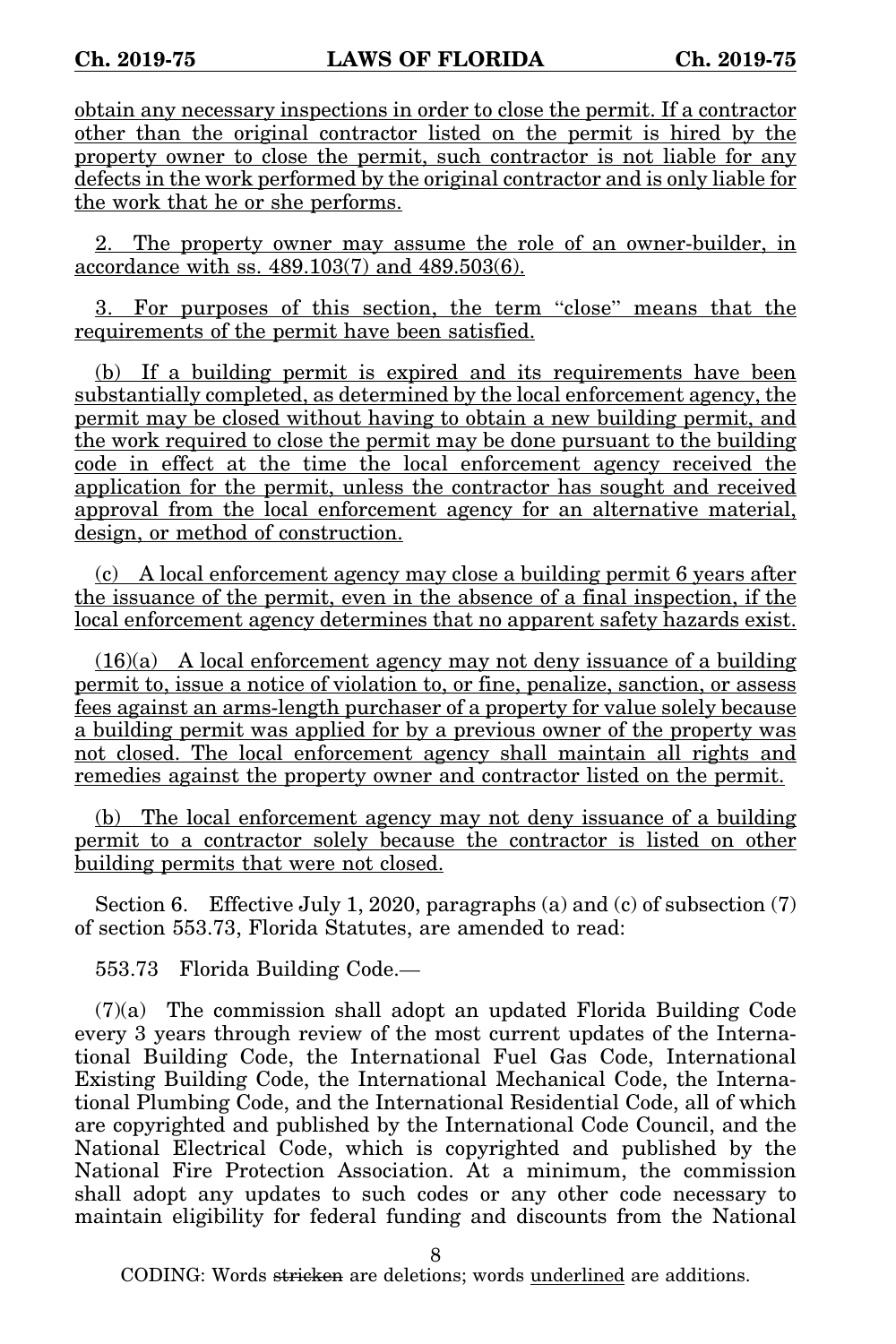obtain any necessary inspections in order to close the permit. If a contractor other than the original contractor listed on the permit is hired by the property owner to close the permit, such contractor is not liable for any defects in the work performed by the original contractor and is only liable for the work that he or she performs.

2. The property owner may assume the role of an owner-builder, in accordance with ss. 489.103(7) and 489.503(6).

3. For purposes of this section, the term "close" means that the requirements of the permit have been satisfied.

(b) If a building permit is expired and its requirements have been substantially completed, as determined by the local enforcement agency, the permit may be closed without having to obtain a new building permit, and the work required to close the permit may be done pursuant to the building code in effect at the time the local enforcement agency received the application for the permit, unless the contractor has sought and received approval from the local enforcement agency for an alternative material, design, or method of construction.

(c) A local enforcement agency may close a building permit 6 years after the issuance of the permit, even in the absence of a final inspection, if the local enforcement agency determines that no apparent safety hazards exist.

(16)(a) A local enforcement agency may not deny issuance of a building permit to, issue a notice of violation to, or fine, penalize, sanction, or assess fees against an arms-length purchaser of a property for value solely because a building permit was applied for by a previous owner of the property was not closed. The local enforcement agency shall maintain all rights and remedies against the property owner and contractor listed on the permit.

(b) The local enforcement agency may not deny issuance of a building permit to a contractor solely because the contractor is listed on other building permits that were not closed.

Section 6. Effective July 1, 2020, paragraphs (a) and (c) of subsection (7) of section 553.73, Florida Statutes, are amended to read:

553.73 Florida Building Code.—

(7)(a) The commission shall adopt an updated Florida Building Code every 3 years through review of the most current updates of the International Building Code, the International Fuel Gas Code, International Existing Building Code, the International Mechanical Code, the International Plumbing Code, and the International Residential Code, all of which are copyrighted and published by the International Code Council, and the National Electrical Code, which is copyrighted and published by the National Fire Protection Association. At a minimum, the commission shall adopt any updates to such codes or any other code necessary to maintain eligibility for federal funding and discounts from the National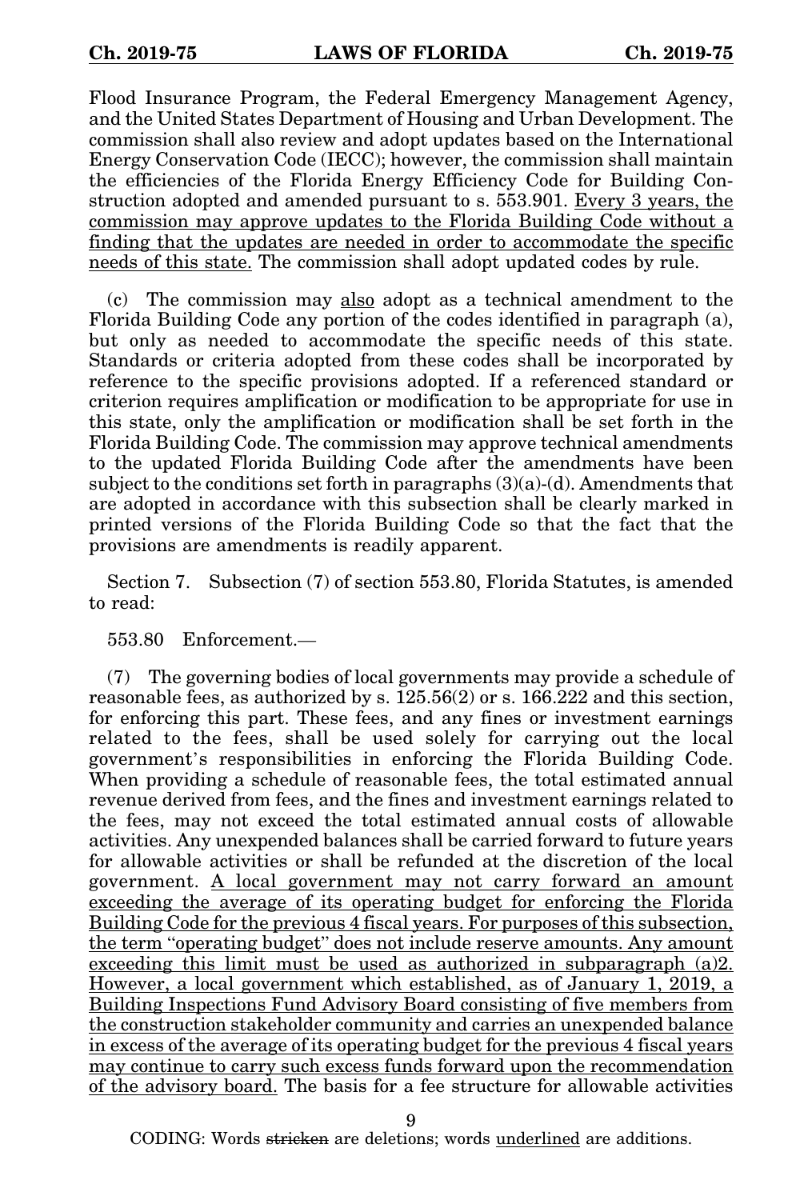Flood Insurance Program, the Federal Emergency Management Agency, and the United States Department of Housing and Urban Development. The commission shall also review and adopt updates based on the International Energy Conservation Code (IECC); however, the commission shall maintain the efficiencies of the Florida Energy Efficiency Code for Building Construction adopted and amended pursuant to s. 553.901. <u>Every 3 years, the commission may approve updates to the Florida Building Code without a finding that the updates are needed in order to accommodate the specific needs of this state.</u> The commission shall adopt updated codes by rule.

(c) The commission may <u>also</u> adopt as a technical amendment to the Florida Building Code any portion of the codes identified in paragraph (a), but only as needed to accommodate the specific needs of this state. Standards or criteria adopted from these codes shall be incorporated by reference to the specific provisions adopted. If a referenced standard or criterion requires amplification or modification to be appropriate for use in this state, only the amplification or modification shall be set forth in the Florida Building Code. The commission may approve technical amendments to the updated Florida Building Code after the amendments have been subject to the conditions set forth in paragraphs (3)(a)-(d). Amendments that are adopted in accordance with this subsection shall be clearly marked in printed versions of the Florida Building Code so that the fact that the provisions are amendments is readily apparent.

Section 7. Subsection (7) of section 553.80, Florida Statutes, is amended to read:

553.80 Enforcement.—

(7) The governing bodies of local governments may provide a schedule of reasonable fees, as authorized by s. 125.56(2) or s. 166.222 and this section, for enforcing this part. These fees, and any fines or investment earnings related to the fees, shall be used solely for carrying out the local government's responsibilities in enforcing the Florida Building Code. When providing a schedule of reasonable fees, the total estimated annual revenue derived from fees, and the fines and investment earnings related to the fees, may not exceed the total estimated annual costs of allowable activities. Any unexpended balances shall be carried forward to future years for allowable activities or shall be refunded at the discretion of the local government. <u>A local government may not carry forward an amount exceeding the average of its operating budget for enforcing the Florida Building Code for the previous 4 fiscal years. For purposes of this subsection, the term "operating budget" does not include reserve amounts. Any amount exceeding this limit must be used as authorized in subparagraph (a)2. However, a local government which established, as of January 1, 2019, a Building Inspections Fund Advisory Board consisting of five members from the construction stakeholder community and carries an unexpended balance in excess of the average of its operating budget for the previous 4 fiscal years may continue to carry such excess funds forward upon the recommendation of the advisory board.</u> The basis for a fee structure for allowable activities

CODING: Words ~~stricken~~ are deletions; words <u>underlined</u> are additions.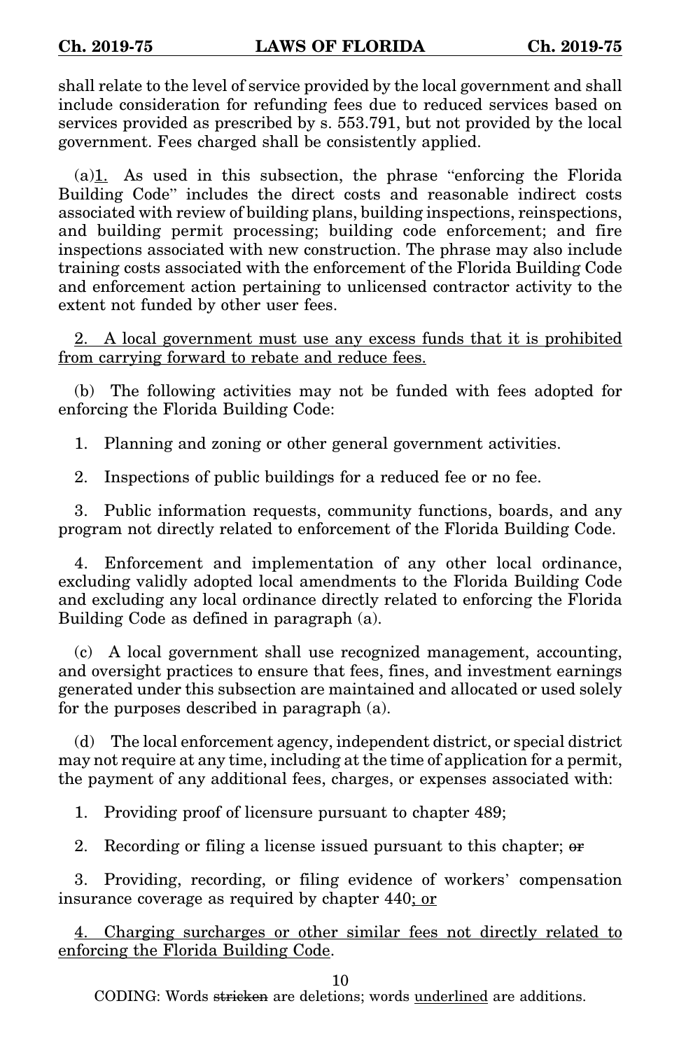shall relate to the level of service provided by the local government and shall include consideration for refunding fees due to reduced services based on services provided as prescribed by s. 553.791, but not provided by the local government. Fees charged shall be consistently applied.

(a)1. As used in this subsection, the phrase "enforcing the Florida Building Code" includes the direct costs and reasonable indirect costs associated with review of building plans, building inspections, reinspections, and building permit processing; building code enforcement; and fire inspections associated with new construction. The phrase may also include training costs associated with the enforcement of the Florida Building Code and enforcement action pertaining to unlicensed contractor activity to the extent not funded by other user fees.

2. A local government must use any excess funds that it is prohibited from carrying forward to rebate and reduce fees.

(b) The following activities may not be funded with fees adopted for enforcing the Florida Building Code:

1. Planning and zoning or other general government activities.

2. Inspections of public buildings for a reduced fee or no fee.

3. Public information requests, community functions, boards, and any program not directly related to enforcement of the Florida Building Code.

4. Enforcement and implementation of any other local ordinance, excluding validly adopted local amendments to the Florida Building Code and excluding any local ordinance directly related to enforcing the Florida Building Code as defined in paragraph (a).

(c) A local government shall use recognized management, accounting, and oversight practices to ensure that fees, fines, and investment earnings generated under this subsection are maintained and allocated or used solely for the purposes described in paragraph (a).

(d) The local enforcement agency, independent district, or special district may not require at any time, including at the time of application for a permit, the payment of any additional fees, charges, or expenses associated with:

1. Providing proof of licensure pursuant to chapter 489;

2. Recording or filing a license issued pursuant to this chapter; ~~or~~

3. Providing, recording, or filing evidence of workers' compensation insurance coverage as required by chapter 440; or

4. Charging surcharges or other similar fees not directly related to enforcing the Florida Building Code.

CODING: Words ~~stricken~~ are deletions; words underlined are additions.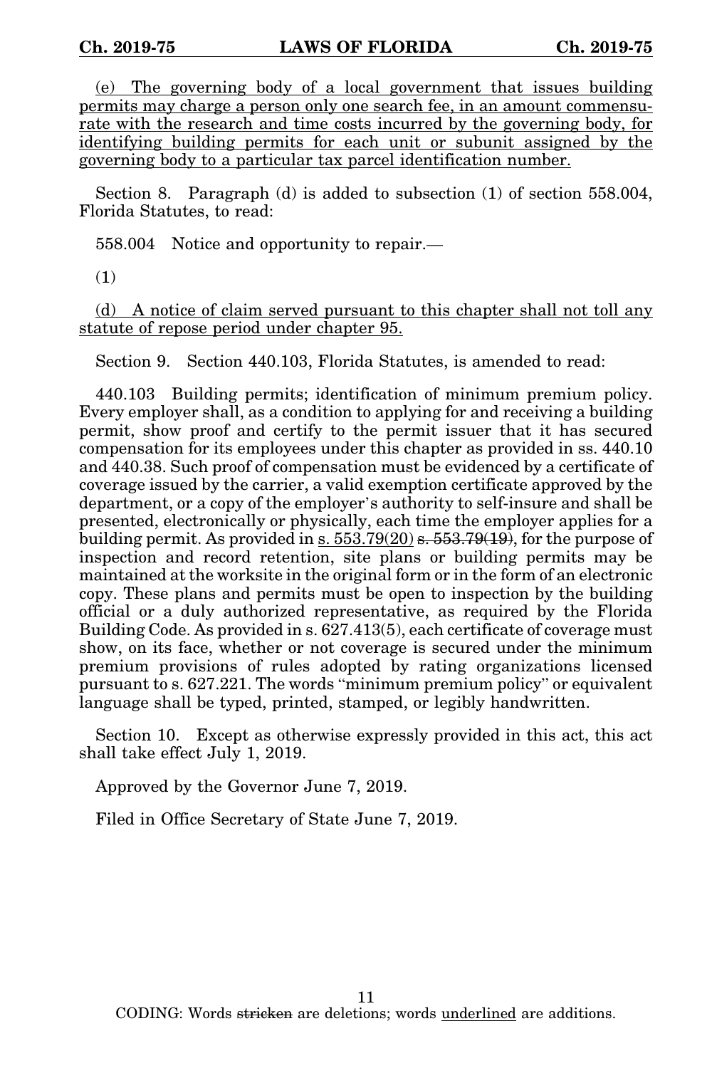<u>(e) The governing body of a local government that issues building permits may charge a person only one search fee, in an amount commensurate with the research and time costs incurred by the governing body, for identifying building permits for each unit or subunit assigned by the governing body to a particular tax parcel identification number.</u>

Section 8. Paragraph (d) is added to subsection (1) of section 558.004, Florida Statutes, to read:

558.004 Notice and opportunity to repair.—

(1)

<u>(d) A notice of claim served pursuant to this chapter shall not toll any statute of repose period under chapter 95.</u>

Section 9. Section 440.103, Florida Statutes, is amended to read:

440.103 Building permits; identification of minimum premium policy. Every employer shall, as a condition to applying for and receiving a building permit, show proof and certify to the permit issuer that it has secured compensation for its employees under this chapter as provided in ss. 440.10 and 440.38. Such proof of compensation must be evidenced by a certificate of coverage issued by the carrier, a valid exemption certificate approved by the department, or a copy of the employer's authority to self-insure and shall be presented, electronically or physically, each time the employer applies for a building permit. As provided in <u>s. 553.79(20)</u> ~~s. 553.79(19)~~, for the purpose of inspection and record retention, site plans or building permits may be maintained at the worksite in the original form or in the form of an electronic copy. These plans and permits must be open to inspection by the building official or a duly authorized representative, as required by the Florida Building Code. As provided in s. 627.413(5), each certificate of coverage must show, on its face, whether or not coverage is secured under the minimum premium provisions of rules adopted by rating organizations licensed pursuant to s. 627.221. The words "minimum premium policy" or equivalent language shall be typed, printed, stamped, or legibly handwritten.

Section 10. Except as otherwise expressly provided in this act, this act shall take effect July 1, 2019.

Approved by the Governor June 7, 2019.

Filed in Office Secretary of State June 7, 2019.

CODING: Words ~~stricken~~ are deletions; words <u>underlined</u> are additions.